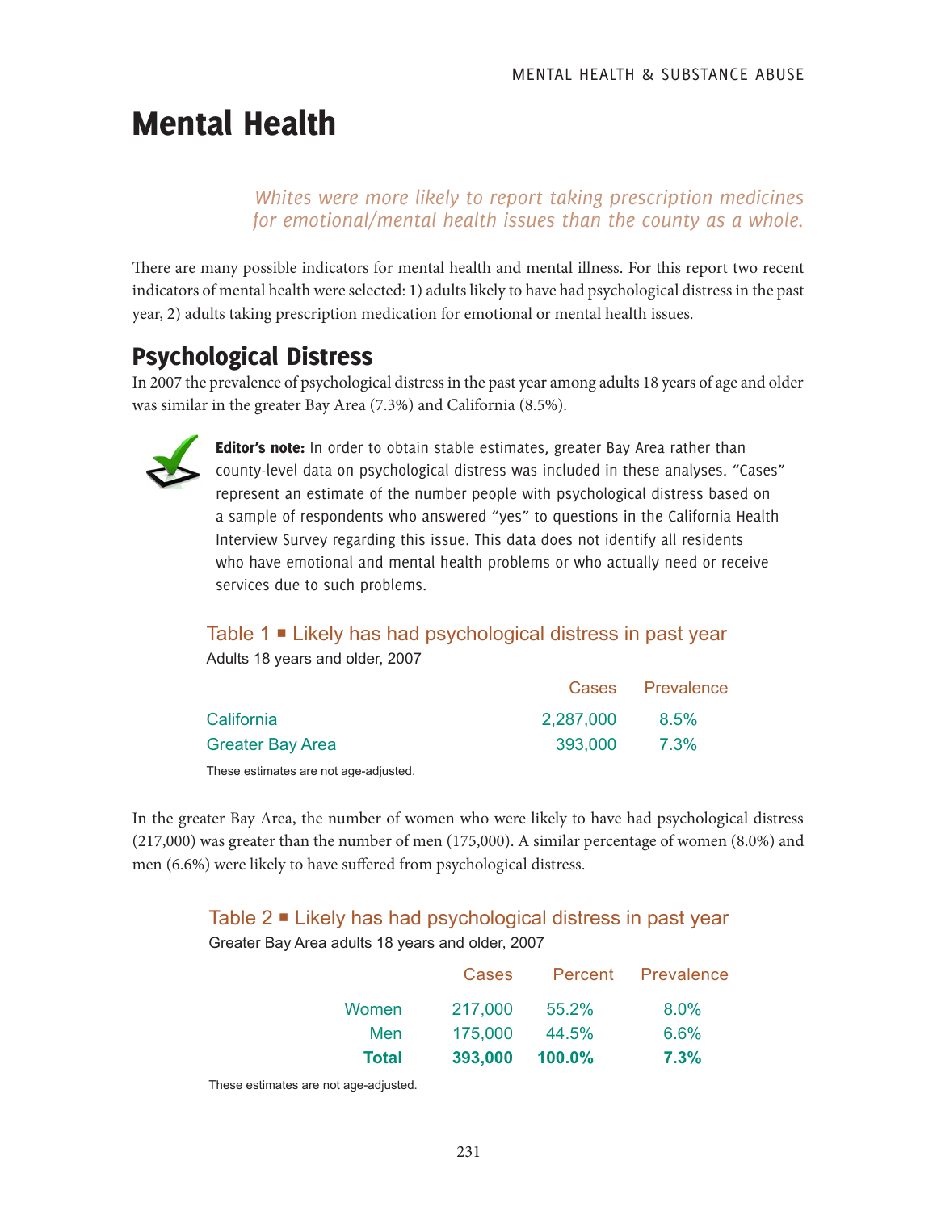# Mental Health

*Whites were more likely to report taking prescription medicines for emotional/mental health issues than the county as a whole.*

There are many possible indicators for mental health and mental illness. For this report two recent indicators of mental health were selected: 1) adults likely to have had psychological distress in the past year, 2) adults taking prescription medication for emotional or mental health issues.

## Psychological Distress

In 2007 the prevalence of psychological distress in the past year among adults 18 years of age and older was similar in the greater Bay Area (7.3%) and California (8.5%).

**Editor's note:** In order to obtain stable estimates, greater Bay Area rather than county-level data on psychological distress was included in these analyses. "Cases" represent an estimate of the number people with psychological distress based on a sample of respondents who answered "yes" to questions in the California Health Interview Survey regarding this issue. This data does not identify all residents who have emotional and mental health problems or who actually need or receive services due to such problems.

### Table 1 ■ Likely has had psychological distress in past year

Adults 18 years and older, 2007

| | Cases | Prevalence |
|---|---|---|
| California | 2,287,000 | 8.5% |
| Greater Bay Area | 393,000 | 7.3% |

These estimates are not age-adjusted.

In the greater Bay Area, the number of women who were likely to have had psychological distress (217,000) was greater than the number of men (175,000). A similar percentage of women (8.0%) and men (6.6%) were likely to have suffered from psychological distress.

### Table 2 ■ Likely has had psychological distress in past year

Greater Bay Area adults 18 years and older, 2007

| | Cases | Percent | Prevalence |
|---|---|---|---|
| Women | 217,000 | 55.2% | 8.0% |
| Men | 175,000 | 44.5% | 6.6% |
| **Total** | **393,000** | **100.0%** | **7.3%** |

These estimates are not age-adjusted.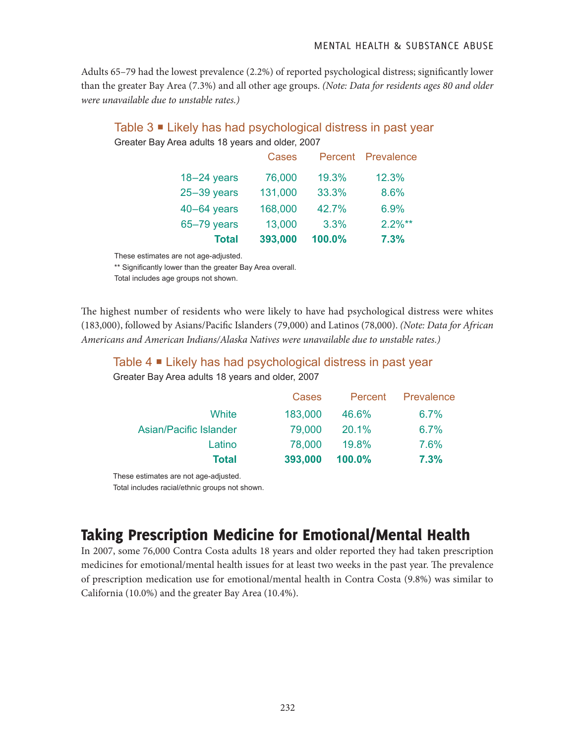Adults 65–79 had the lowest prevalence (2.2%) of reported psychological distress; significantly lower than the greater Bay Area (7.3%) and all other age groups. *(Note: Data for residents ages 80 and older were unavailable due to unstable rates.)*

### Table 3 ■ Likely has had psychological distress in past year

Greater Bay Area adults 18 years and older, 2007

| | Cases | Percent | Prevalence |
|---|---|---|---|
| 18–24 years | 76,000 | 19.3% | 12.3% |
| 25–39 years | 131,000 | 33.3% | 8.6% |
| 40–64 years | 168,000 | 42.7% | 6.9% |
| 65–79 years | 13,000 | 3.3% | 2.2%** |
| **Total** | **393,000** | **100.0%** | **7.3%** |

These estimates are not age-adjusted.

** Significantly lower than the greater Bay Area overall.

Total includes age groups not shown.

The highest number of residents who were likely to have had psychological distress were whites (183,000), followed by Asians/Pacific Islanders (79,000) and Latinos (78,000). *(Note: Data for African Americans and American Indians/Alaska Natives were unavailable due to unstable rates.)*

### Table 4 ■ Likely has had psychological distress in past year

Greater Bay Area adults 18 years and older, 2007

| | Cases | Percent | Prevalence |
|---|---|---|---|
| White | 183,000 | 46.6% | 6.7% |
| Asian/Pacific Islander | 79,000 | 20.1% | 6.7% |
| Latino | 78,000 | 19.8% | 7.6% |
| **Total** | **393,000** | **100.0%** | **7.3%** |

These estimates are not age-adjusted.

Total includes racial/ethnic groups not shown.

## Taking Prescription Medicine for Emotional/Mental Health

In 2007, some 76,000 Contra Costa adults 18 years and older reported they had taken prescription medicines for emotional/mental health issues for at least two weeks in the past year. The prevalence of prescription medication use for emotional/mental health in Contra Costa (9.8%) was similar to California (10.0%) and the greater Bay Area (10.4%).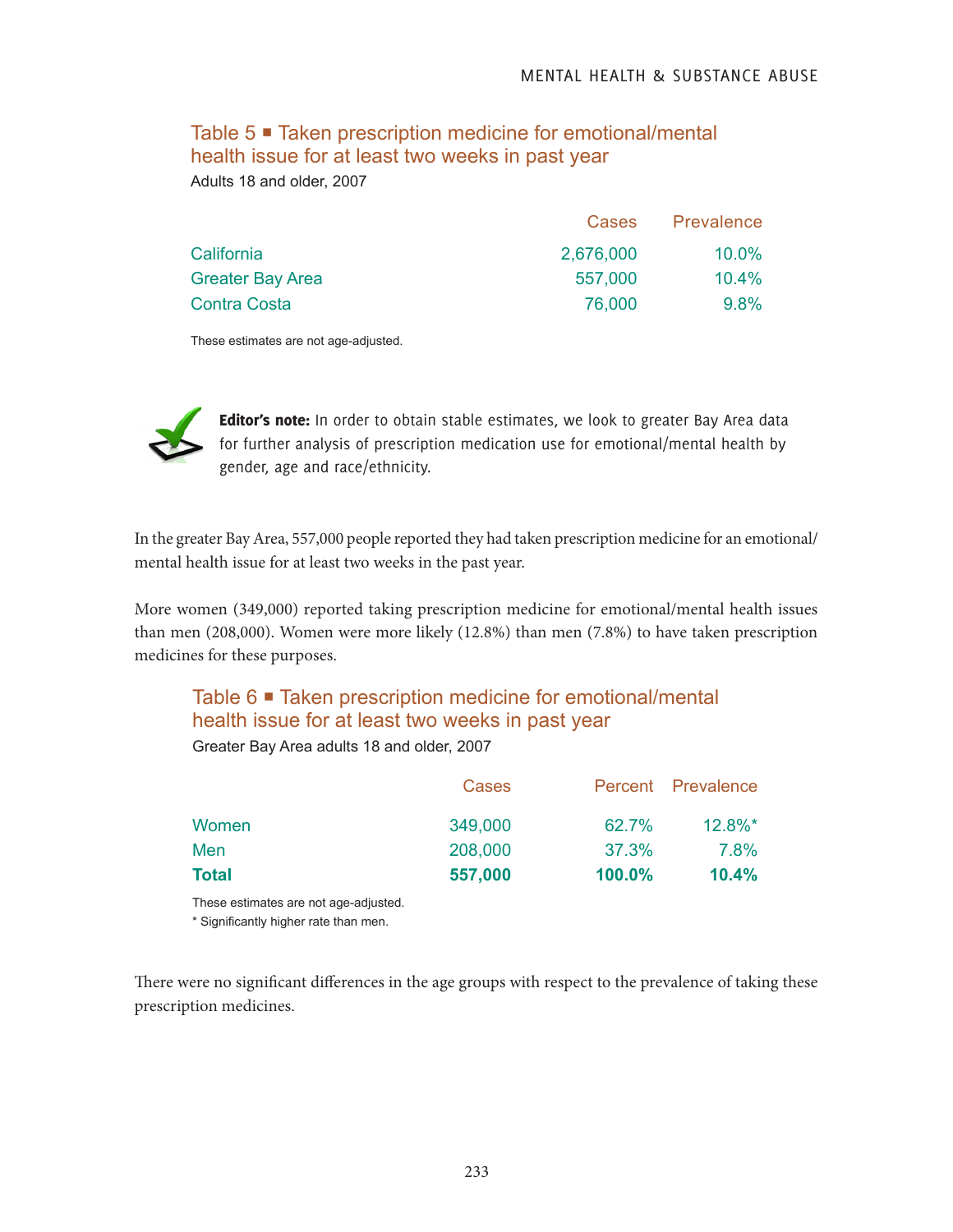### Table 5 ■ Taken prescription medicine for emotional/mental health issue for at least two weeks in past year

Adults 18 and older, 2007

| | Cases | Prevalence |
|---|---|---|
| California | 2,676,000 | 10.0% |
| Greater Bay Area | 557,000 | 10.4% |
| Contra Costa | 76,000 | 9.8% |

These estimates are not age-adjusted.

**Editor's note:** In order to obtain stable estimates, we look to greater Bay Area data for further analysis of prescription medication use for emotional/mental health by gender, age and race/ethnicity.

In the greater Bay Area, 557,000 people reported they had taken prescription medicine for an emotional/mental health issue for at least two weeks in the past year.

More women (349,000) reported taking prescription medicine for emotional/mental health issues than men (208,000). Women were more likely (12.8%) than men (7.8%) to have taken prescription medicines for these purposes.

### Table 6 ■ Taken prescription medicine for emotional/mental health issue for at least two weeks in past year

Greater Bay Area adults 18 and older, 2007

| | Cases | Percent | Prevalence |
|---|---|---|---|
| Women | 349,000 | 62.7% | 12.8%* |
| Men | 208,000 | 37.3% | 7.8% |
| **Total** | **557,000** | **100.0%** | **10.4%** |

These estimates are not age-adjusted.
* Significantly higher rate than men.

There were no significant differences in the age groups with respect to the prevalence of taking these prescription medicines.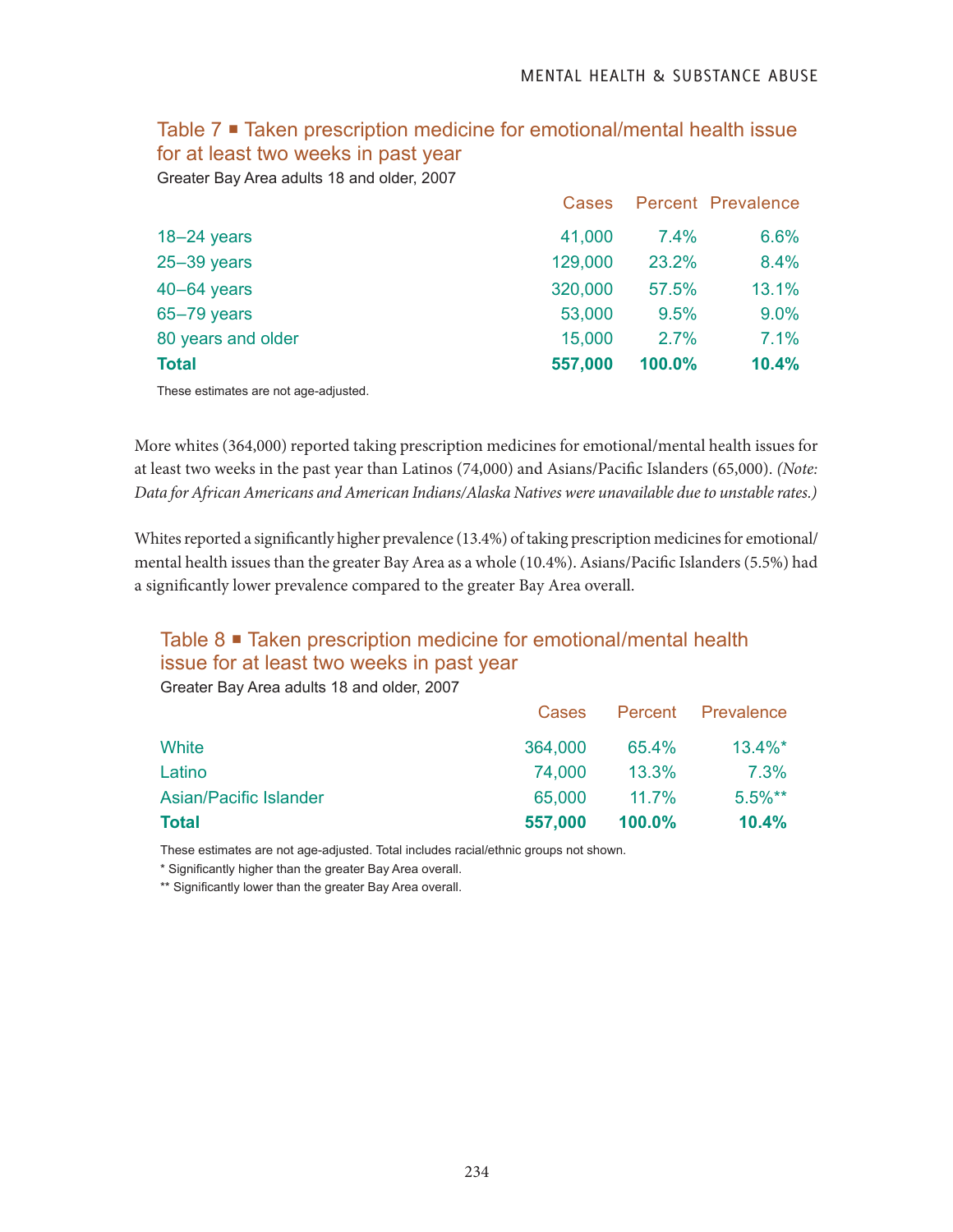### Table 7 ■ Taken prescription medicine for emotional/mental health issue for at least two weeks in past year

Greater Bay Area adults 18 and older, 2007

| | Cases | Percent | Prevalence |
|---|---|---|---|
| 18–24 years | 41,000 | 7.4% | 6.6% |
| 25–39 years | 129,000 | 23.2% | 8.4% |
| 40–64 years | 320,000 | 57.5% | 13.1% |
| 65–79 years | 53,000 | 9.5% | 9.0% |
| 80 years and older | 15,000 | 2.7% | 7.1% |
| **Total** | **557,000** | **100.0%** | **10.4%** |

These estimates are not age-adjusted.

More whites (364,000) reported taking prescription medicines for emotional/mental health issues for at least two weeks in the past year than Latinos (74,000) and Asians/Pacific Islanders (65,000). *(Note: Data for African Americans and American Indians/Alaska Natives were unavailable due to unstable rates.)*

Whites reported a significantly higher prevalence (13.4%) of taking prescription medicines for emotional/mental health issues than the greater Bay Area as a whole (10.4%). Asians/Pacific Islanders (5.5%) had a significantly lower prevalence compared to the greater Bay Area overall.

### Table 8 ■ Taken prescription medicine for emotional/mental health issue for at least two weeks in past year

Greater Bay Area adults 18 and older, 2007

| | Cases | Percent | Prevalence |
|---|---|---|---|
| White | 364,000 | 65.4% | 13.4%* |
| Latino | 74,000 | 13.3% | 7.3% |
| Asian/Pacific Islander | 65,000 | 11.7% | 5.5%** |
| **Total** | **557,000** | **100.0%** | **10.4%** |

These estimates are not age-adjusted. Total includes racial/ethnic groups not shown.

\* Significantly higher than the greater Bay Area overall.

\*\* Significantly lower than the greater Bay Area overall.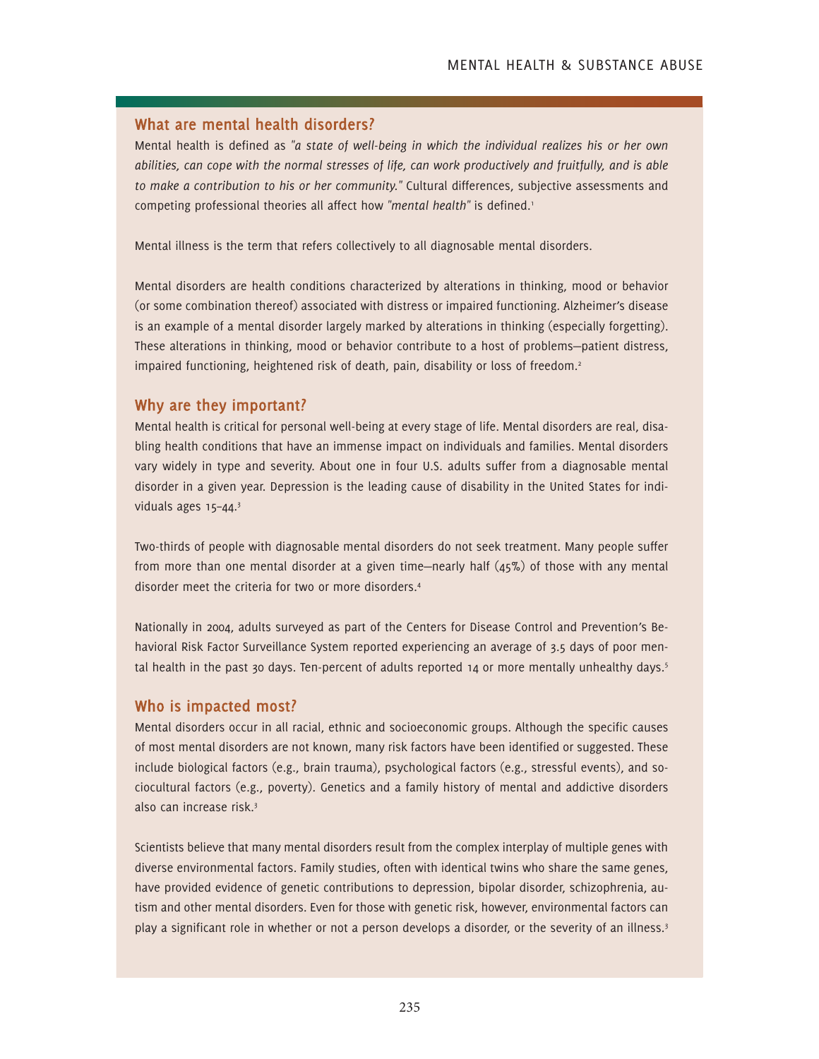## What are mental health disorders?

Mental health is defined as *"a state of well-being in which the individual realizes his or her own abilities, can cope with the normal stresses of life, can work productively and fruitfully, and is able to make a contribution to his or her community."* Cultural differences, subjective assessments and competing professional theories all affect how *"mental health"* is defined.[1]

Mental illness is the term that refers collectively to all diagnosable mental disorders.

Mental disorders are health conditions characterized by alterations in thinking, mood or behavior (or some combination thereof) associated with distress or impaired functioning. Alzheimer's disease is an example of a mental disorder largely marked by alterations in thinking (especially forgetting). These alterations in thinking, mood or behavior contribute to a host of problems—patient distress, impaired functioning, heightened risk of death, pain, disability or loss of freedom.[2]

## Why are they important?

Mental health is critical for personal well-being at every stage of life. Mental disorders are real, disabling health conditions that have an immense impact on individuals and families. Mental disorders vary widely in type and severity. About one in four U.S. adults suffer from a diagnosable mental disorder in a given year. Depression is the leading cause of disability in the United States for individuals ages 15–44.[3]

Two-thirds of people with diagnosable mental disorders do not seek treatment. Many people suffer from more than one mental disorder at a given time—nearly half (45%) of those with any mental disorder meet the criteria for two or more disorders.[4]

Nationally in 2004, adults surveyed as part of the Centers for Disease Control and Prevention's Behavioral Risk Factor Surveillance System reported experiencing an average of 3.5 days of poor mental health in the past 30 days. Ten-percent of adults reported 14 or more mentally unhealthy days.[5]

## Who is impacted most?

Mental disorders occur in all racial, ethnic and socioeconomic groups. Although the specific causes of most mental disorders are not known, many risk factors have been identified or suggested. These include biological factors (e.g., brain trauma), psychological factors (e.g., stressful events), and sociocultural factors (e.g., poverty). Genetics and a family history of mental and addictive disorders also can increase risk.[3]

Scientists believe that many mental disorders result from the complex interplay of multiple genes with diverse environmental factors. Family studies, often with identical twins who share the same genes, have provided evidence of genetic contributions to depression, bipolar disorder, schizophrenia, autism and other mental disorders. Even for those with genetic risk, however, environmental factors can play a significant role in whether or not a person develops a disorder, or the severity of an illness.[3]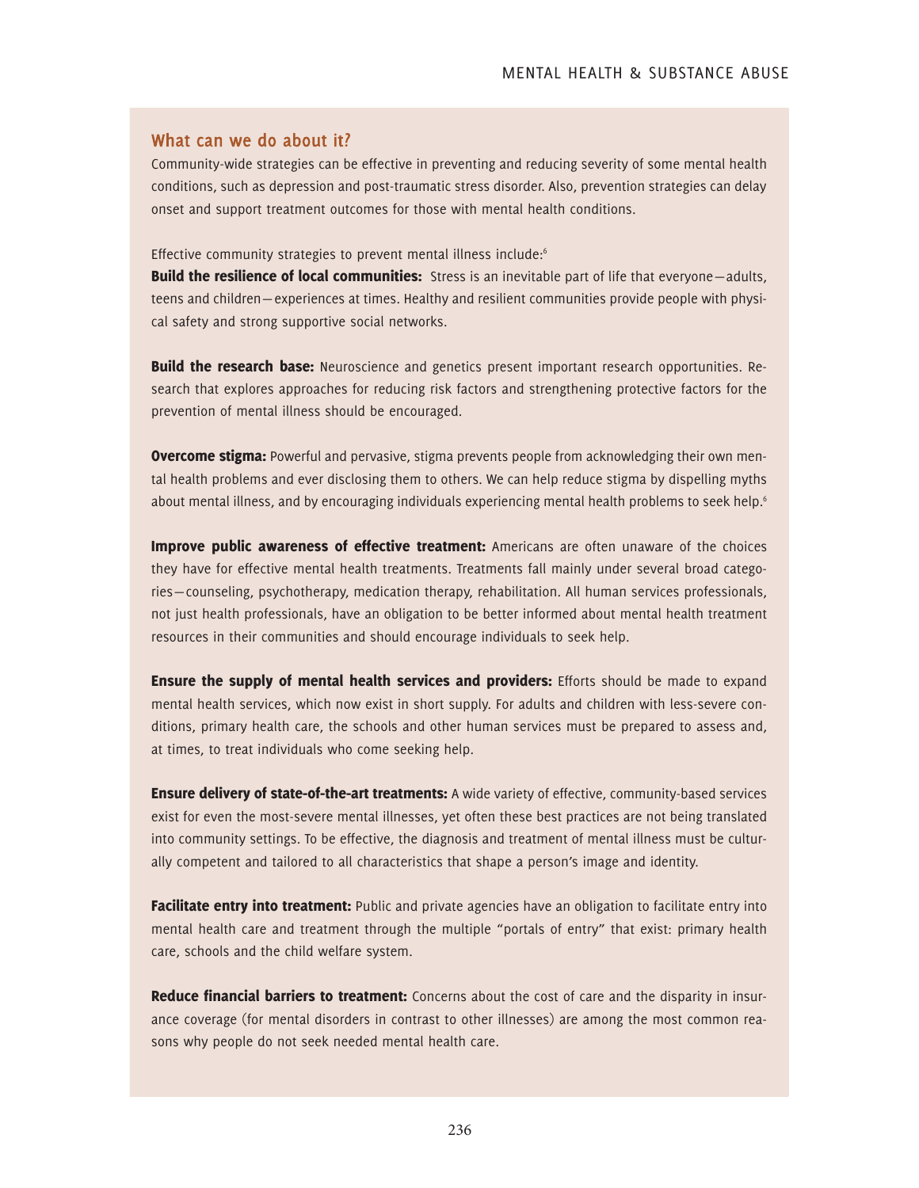## What can we do about it?

Community-wide strategies can be effective in preventing and reducing severity of some mental health conditions, such as depression and post-traumatic stress disorder. Also, prevention strategies can delay onset and support treatment outcomes for those with mental health conditions.

Effective community strategies to prevent mental illness include:[6]

**Build the resilience of local communities:** Stress is an inevitable part of life that everyone—adults, teens and children—experiences at times. Healthy and resilient communities provide people with physical safety and strong supportive social networks.

**Build the research base:** Neuroscience and genetics present important research opportunities. Research that explores approaches for reducing risk factors and strengthening protective factors for the prevention of mental illness should be encouraged.

**Overcome stigma:** Powerful and pervasive, stigma prevents people from acknowledging their own mental health problems and ever disclosing them to others. We can help reduce stigma by dispelling myths about mental illness, and by encouraging individuals experiencing mental health problems to seek help.[6]

**Improve public awareness of effective treatment:** Americans are often unaware of the choices they have for effective mental health treatments. Treatments fall mainly under several broad categories—counseling, psychotherapy, medication therapy, rehabilitation. All human services professionals, not just health professionals, have an obligation to be better informed about mental health treatment resources in their communities and should encourage individuals to seek help.

**Ensure the supply of mental health services and providers:** Efforts should be made to expand mental health services, which now exist in short supply. For adults and children with less-severe conditions, primary health care, the schools and other human services must be prepared to assess and, at times, to treat individuals who come seeking help.

**Ensure delivery of state-of-the-art treatments:** A wide variety of effective, community-based services exist for even the most-severe mental illnesses, yet often these best practices are not being translated into community settings. To be effective, the diagnosis and treatment of mental illness must be culturally competent and tailored to all characteristics that shape a person's image and identity.

**Facilitate entry into treatment:** Public and private agencies have an obligation to facilitate entry into mental health care and treatment through the multiple "portals of entry" that exist: primary health care, schools and the child welfare system.

**Reduce financial barriers to treatment:** Concerns about the cost of care and the disparity in insurance coverage (for mental disorders in contrast to other illnesses) are among the most common reasons why people do not seek needed mental health care.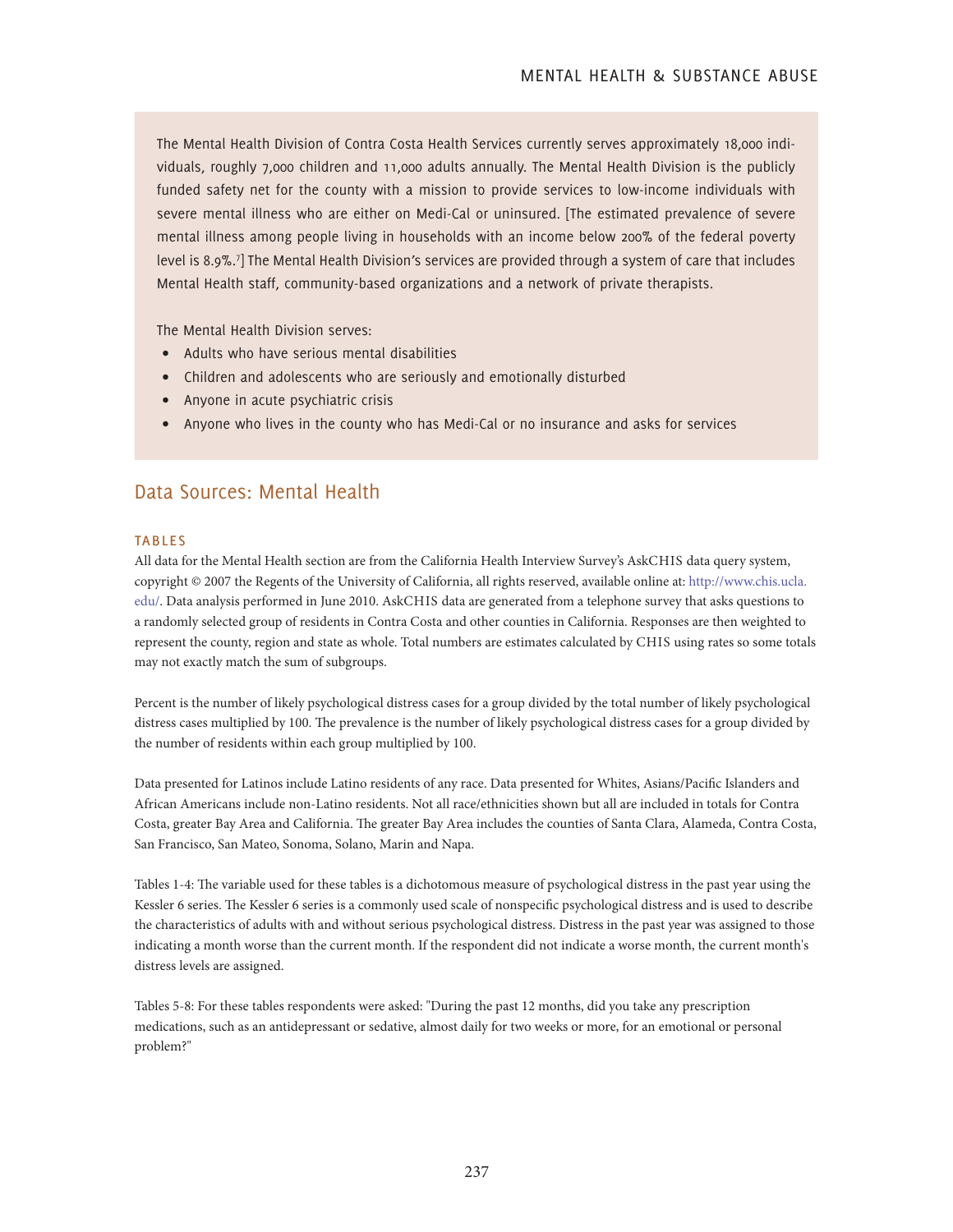The Mental Health Division of Contra Costa Health Services currently serves approximately 18,000 individuals, roughly 7,000 children and 11,000 adults annually. The Mental Health Division is the publicly funded safety net for the county with a mission to provide services to low-income individuals with severe mental illness who are either on Medi-Cal or uninsured. [The estimated prevalence of severe mental illness among people living in households with an income below 200% of the federal poverty level is 8.9%.[7]] The Mental Health Division's services are provided through a system of care that includes Mental Health staff, community-based organizations and a network of private therapists.

The Mental Health Division serves:

- Adults who have serious mental disabilities
- Children and adolescents who are seriously and emotionally disturbed
- Anyone in acute psychiatric crisis
- Anyone who lives in the county who has Medi-Cal or no insurance and asks for services

## Data Sources: Mental Health

### TABLES

All data for the Mental Health section are from the California Health Interview Survey's AskCHIS data query system, copyright © 2007 the Regents of the University of California, all rights reserved, available online at: http://www.chis.ucla.edu/. Data analysis performed in June 2010. AskCHIS data are generated from a telephone survey that asks questions to a randomly selected group of residents in Contra Costa and other counties in California. Responses are then weighted to represent the county, region and state as whole. Total numbers are estimates calculated by CHIS using rates so some totals may not exactly match the sum of subgroups.

Percent is the number of likely psychological distress cases for a group divided by the total number of likely psychological distress cases multiplied by 100. The prevalence is the number of likely psychological distress cases for a group divided by the number of residents within each group multiplied by 100.

Data presented for Latinos include Latino residents of any race. Data presented for Whites, Asians/Pacific Islanders and African Americans include non-Latino residents. Not all race/ethnicities shown but all are included in totals for Contra Costa, greater Bay Area and California. The greater Bay Area includes the counties of Santa Clara, Alameda, Contra Costa, San Francisco, San Mateo, Sonoma, Solano, Marin and Napa.

Tables 1-4: The variable used for these tables is a dichotomous measure of psychological distress in the past year using the Kessler 6 series. The Kessler 6 series is a commonly used scale of nonspecific psychological distress and is used to describe the characteristics of adults with and without serious psychological distress. Distress in the past year was assigned to those indicating a month worse than the current month. If the respondent did not indicate a worse month, the current month's distress levels are assigned.

Tables 5-8: For these tables respondents were asked: "During the past 12 months, did you take any prescription medications, such as an antidepressant or sedative, almost daily for two weeks or more, for an emotional or personal problem?"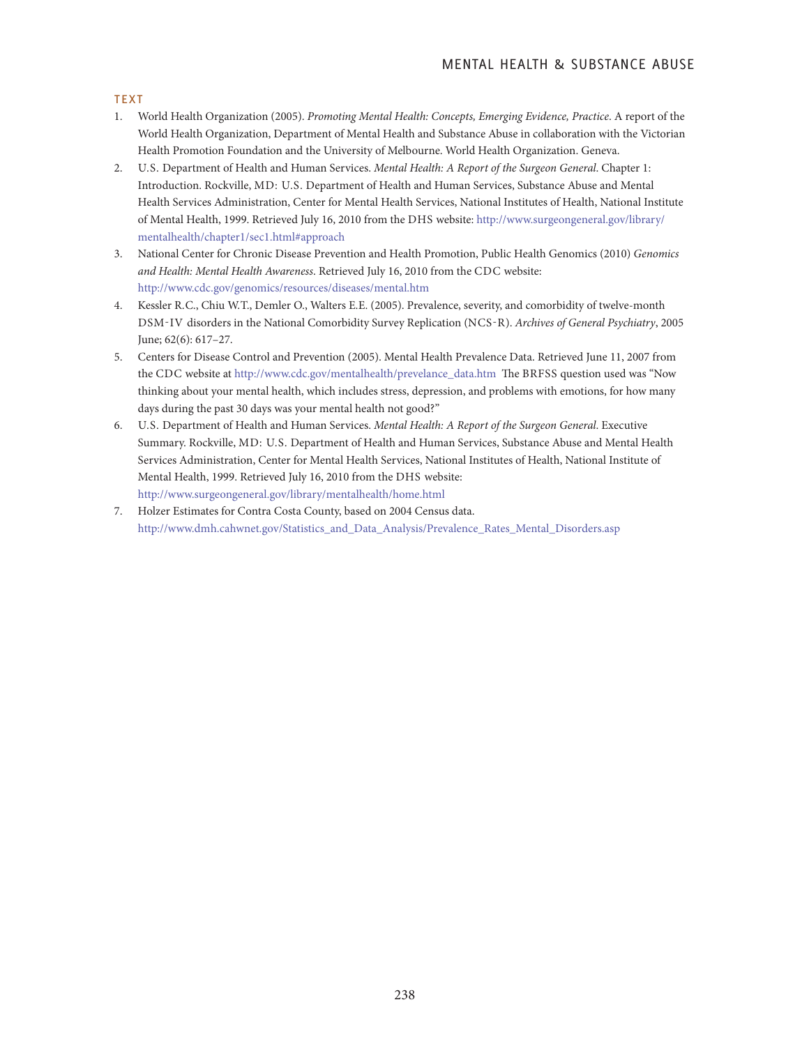## TEXT

1. World Health Organization (2005). *Promoting Mental Health: Concepts, Emerging Evidence, Practice*. A report of the World Health Organization, Department of Mental Health and Substance Abuse in collaboration with the Victorian Health Promotion Foundation and the University of Melbourne. World Health Organization. Geneva.
2. U.S. Department of Health and Human Services. *Mental Health: A Report of the Surgeon General*. Chapter 1: Introduction. Rockville, MD: U.S. Department of Health and Human Services, Substance Abuse and Mental Health Services Administration, Center for Mental Health Services, National Institutes of Health, National Institute of Mental Health, 1999. Retrieved July 16, 2010 from the DHS website: http://www.surgeongeneral.gov/library/mentalhealth/chapter1/sec1.html#approach
3. National Center for Chronic Disease Prevention and Health Promotion, Public Health Genomics (2010) *Genomics and Health: Mental Health Awareness*. Retrieved July 16, 2010 from the CDC website: http://www.cdc.gov/genomics/resources/diseases/mental.htm
4. Kessler R.C., Chiu W.T., Demler O., Walters E.E. (2005). Prevalence, severity, and comorbidity of twelve-month DSM-IV disorders in the National Comorbidity Survey Replication (NCS-R). *Archives of General Psychiatry*, 2005 June; 62(6): 617–27.
5. Centers for Disease Control and Prevention (2005). Mental Health Prevalence Data. Retrieved June 11, 2007 from the CDC website at http://www.cdc.gov/mentalhealth/prevelance_data.htm The BRFSS question used was "Now thinking about your mental health, which includes stress, depression, and problems with emotions, for how many days during the past 30 days was your mental health not good?"
6. U.S. Department of Health and Human Services. *Mental Health: A Report of the Surgeon General*. Executive Summary. Rockville, MD: U.S. Department of Health and Human Services, Substance Abuse and Mental Health Services Administration, Center for Mental Health Services, National Institutes of Health, National Institute of Mental Health, 1999. Retrieved July 16, 2010 from the DHS website: http://www.surgeongeneral.gov/library/mentalhealth/home.html
7. Holzer Estimates for Contra Costa County, based on 2004 Census data. http://www.dmh.cahwnet.gov/Statistics_and_Data_Analysis/Prevalence_Rates_Mental_Disorders.asp